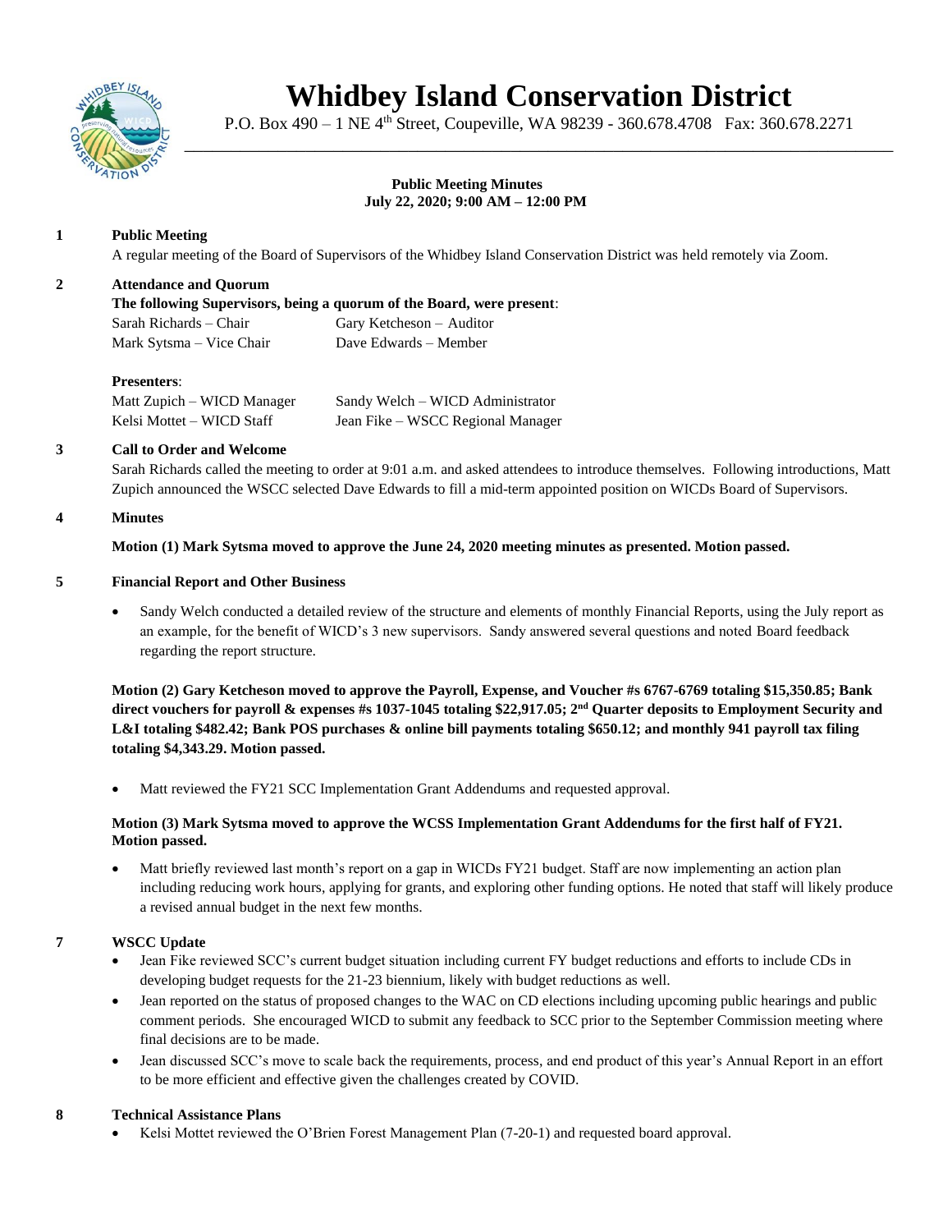# Whidbey Island Conservation District

P.O. Box 490 – 1 NE 4th Street, Coupeville, WA 98239 - 360.678.4708 Fax: 360.678.2271

**Public Meeting Minutes**
**July 22, 2020; 9:00 AM – 12:00 PM**

**1 Public Meeting**

A regular meeting of the Board of Supervisors of the Whidbey Island Conservation District was held remotely via Zoom.

**2 Attendance and Quorum**

**The following Supervisors, being a quorum of the Board, were present**:

Sarah Richards – Chair
Mark Sytsma – Vice Chair
Gary Ketcheson – Auditor
Dave Edwards – Member

**Presenters**:

Matt Zupich – WICD Manager
Kelsi Mottet – WICD Staff
Sandy Welch – WICD Administrator
Jean Fike – WSCC Regional Manager

**3 Call to Order and Welcome**

Sarah Richards called the meeting to order at 9:01 a.m. and asked attendees to introduce themselves. Following introductions, Matt Zupich announced the WSCC selected Dave Edwards to fill a mid-term appointed position on WICDs Board of Supervisors.

**4 Minutes**

**Motion (1) Mark Sytsma moved to approve the June 24, 2020 meeting minutes as presented. Motion passed.**

**5 Financial Report and Other Business**

- Sandy Welch conducted a detailed review of the structure and elements of monthly Financial Reports, using the July report as an example, for the benefit of WICD's 3 new supervisors. Sandy answered several questions and noted Board feedback regarding the report structure.

**Motion (2) Gary Ketcheson moved to approve the Payroll, Expense, and Voucher #s 6767-6769 totaling $15,350.85; Bank direct vouchers for payroll & expenses #s 1037-1045 totaling $22,917.05; 2nd Quarter deposits to Employment Security and L&I totaling $482.42; Bank POS purchases & online bill payments totaling $650.12; and monthly 941 payroll tax filing totaling $4,343.29. Motion passed.**

- Matt reviewed the FY21 SCC Implementation Grant Addendums and requested approval.

**Motion (3) Mark Sytsma moved to approve the WCSS Implementation Grant Addendums for the first half of FY21. Motion passed.**

- Matt briefly reviewed last month's report on a gap in WICDs FY21 budget. Staff are now implementing an action plan including reducing work hours, applying for grants, and exploring other funding options. He noted that staff will likely produce a revised annual budget in the next few months.

**7 WSCC Update**

- Jean Fike reviewed SCC's current budget situation including current FY budget reductions and efforts to include CDs in developing budget requests for the 21-23 biennium, likely with budget reductions as well.
- Jean reported on the status of proposed changes to the WAC on CD elections including upcoming public hearings and public comment periods. She encouraged WICD to submit any feedback to SCC prior to the September Commission meeting where final decisions are to be made.
- Jean discussed SCC's move to scale back the requirements, process, and end product of this year's Annual Report in an effort to be more efficient and effective given the challenges created by COVID.

**8 Technical Assistance Plans**

- Kelsi Mottet reviewed the O'Brien Forest Management Plan (7-20-1) and requested board approval.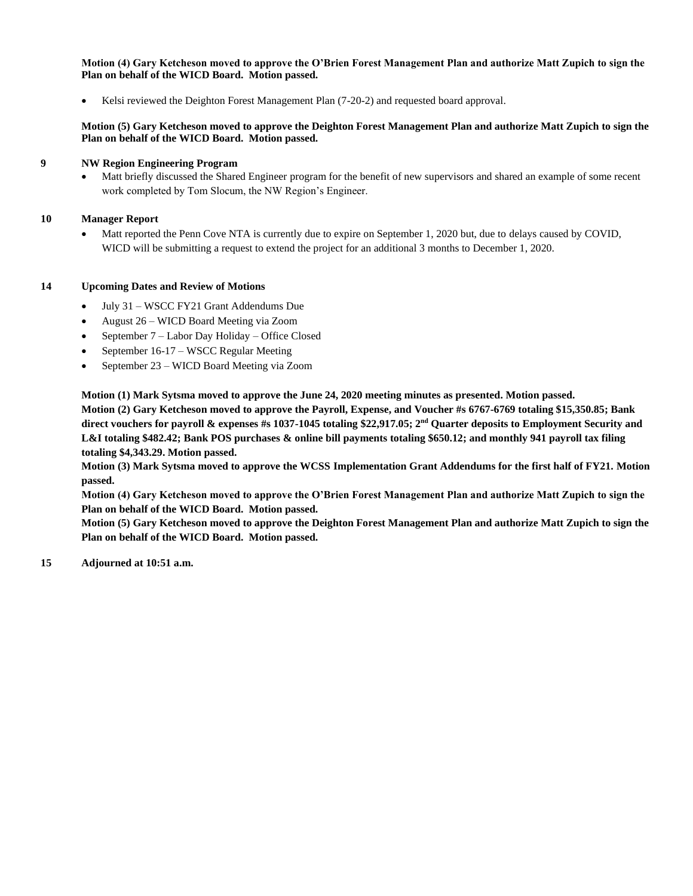**Motion (4) Gary Ketcheson moved to approve the O'Brien Forest Management Plan and authorize Matt Zupich to sign the Plan on behalf of the WICD Board. Motion passed.**

- Kelsi reviewed the Deighton Forest Management Plan (7-20-2) and requested board approval.

**Motion (5) Gary Ketcheson moved to approve the Deighton Forest Management Plan and authorize Matt Zupich to sign the Plan on behalf of the WICD Board. Motion passed.**

**9 NW Region Engineering Program**

- Matt briefly discussed the Shared Engineer program for the benefit of new supervisors and shared an example of some recent work completed by Tom Slocum, the NW Region's Engineer.

**10 Manager Report**

- Matt reported the Penn Cove NTA is currently due to expire on September 1, 2020 but, due to delays caused by COVID, WICD will be submitting a request to extend the project for an additional 3 months to December 1, 2020.

**14 Upcoming Dates and Review of Motions**

- July 31 – WSCC FY21 Grant Addendums Due
- August 26 – WICD Board Meeting via Zoom
- September 7 – Labor Day Holiday – Office Closed
- September 16-17 – WSCC Regular Meeting
- September 23 – WICD Board Meeting via Zoom

**Motion (1) Mark Sytsma moved to approve the June 24, 2020 meeting minutes as presented. Motion passed.**
**Motion (2) Gary Ketcheson moved to approve the Payroll, Expense, and Voucher #s 6767-6769 totaling $15,350.85; Bank direct vouchers for payroll & expenses #s 1037-1045 totaling $22,917.05; 2nd Quarter deposits to Employment Security and L&I totaling $482.42; Bank POS purchases & online bill payments totaling $650.12; and monthly 941 payroll tax filing totaling $4,343.29. Motion passed.**
**Motion (3) Mark Sytsma moved to approve the WCSS Implementation Grant Addendums for the first half of FY21. Motion passed.**
**Motion (4) Gary Ketcheson moved to approve the O'Brien Forest Management Plan and authorize Matt Zupich to sign the Plan on behalf of the WICD Board. Motion passed.**
**Motion (5) Gary Ketcheson moved to approve the Deighton Forest Management Plan and authorize Matt Zupich to sign the Plan on behalf of the WICD Board. Motion passed.**

**15 Adjourned at 10:51 a.m.**